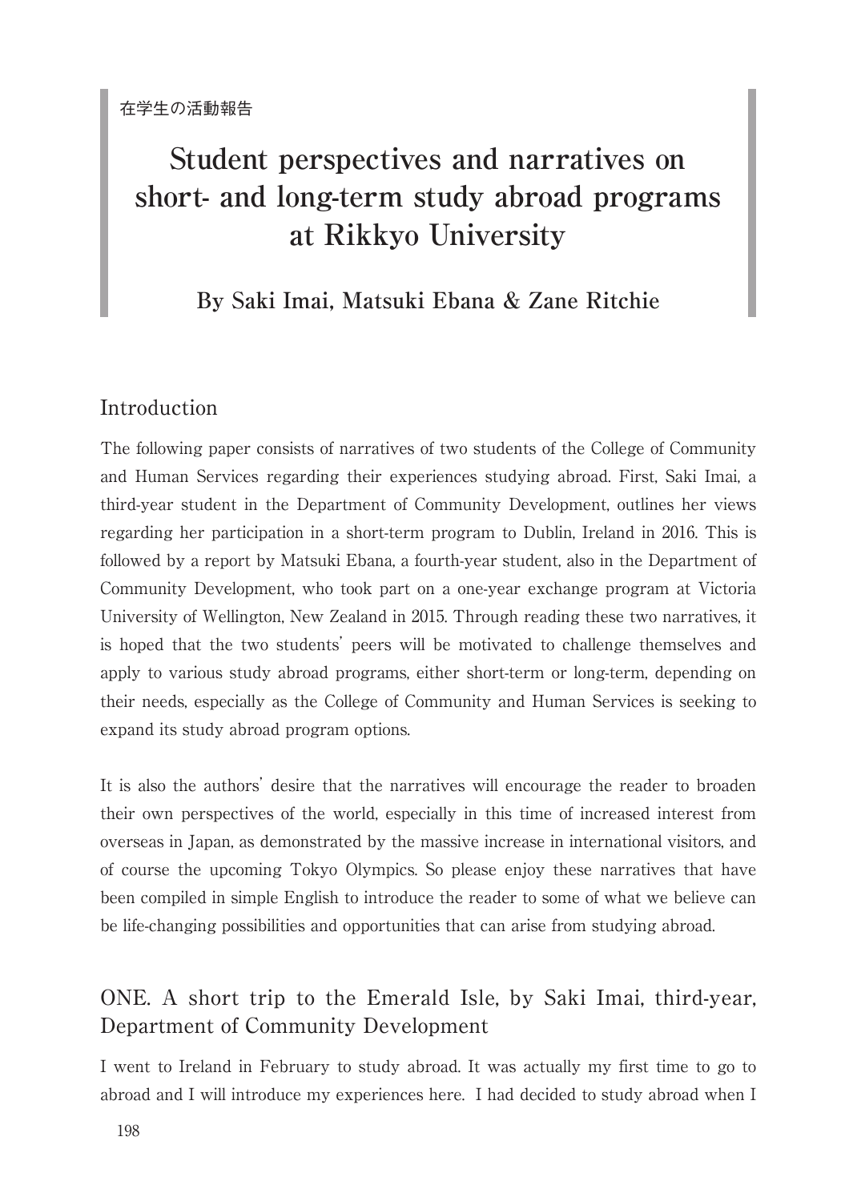在学生の活動報告

# Student perspectives and narratives on short- and long-term study abroad programs at Rikkyo University

**By Saki Imai, Matsuki Ebana & Zane Ritchie**

## Introduction

The following paper consists of narratives of two students of the College of Community and Human Services regarding their experiences studying abroad. First, Saki Imai, a third-year student in the Department of Community Development, outlines her views regarding her participation in a short-term program to Dublin, Ireland in 2016. This is followed by a report by Matsuki Ebana, a fourth-year student, also in the Department of Community Development, who took part on a one-year exchange program at Victoria University of Wellington, New Zealand in 2015. Through reading these two narratives, it is hoped that the two students' peers will be motivated to challenge themselves and apply to various study abroad programs, either short-term or long-term, depending on their needs, especially as the College of Community and Human Services is seeking to expand its study abroad program options.

It is also the authors' desire that the narratives will encourage the reader to broaden their own perspectives of the world, especially in this time of increased interest from overseas in Japan, as demonstrated by the massive increase in international visitors, and of course the upcoming Tokyo Olympics. So please enjoy these narratives that have been compiled in simple English to introduce the reader to some of what we believe can be life-changing possibilities and opportunities that can arise from studying abroad.

## ONE. A short trip to the Emerald Isle, by Saki Imai, third-year, Department of Community Development

I went to Ireland in February to study abroad. It was actually my first time to go to abroad and I will introduce my experiences here. I had decided to study abroad when I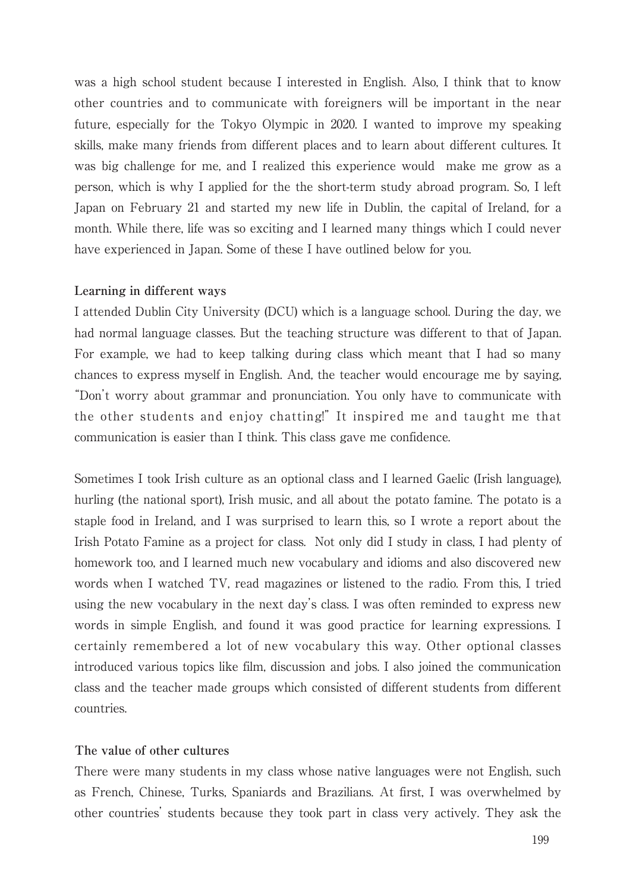was a high school student because I interested in English. Also, I think that to know other countries and to communicate with foreigners will be important in the near future, especially for the Tokyo Olympic in 2020. I wanted to improve my speaking skills, make many friends from different places and to learn about different cultures. It was big challenge for me, and I realized this experience would make me grow as a person, which is why I applied for the the short-term study abroad program. So, I left Japan on February 21 and started my new life in Dublin, the capital of Ireland, for a month. While there, life was so exciting and I learned many things which I could never have experienced in Japan. Some of these I have outlined below for you.

**Learning in different ways**

I attended Dublin City University (DCU) which is a language school. During the day, we had normal language classes. But the teaching structure was different to that of Japan. For example, we had to keep talking during class which meant that I had so many chances to express myself in English. And, the teacher would encourage me by saying, "Don't worry about grammar and pronunciation. You only have to communicate with the other students and enjoy chatting!" It inspired me and taught me that communication is easier than I think. This class gave me confidence.

Sometimes I took Irish culture as an optional class and I learned Gaelic (Irish language), hurling (the national sport), Irish music, and all about the potato famine. The potato is a staple food in Ireland, and I was surprised to learn this, so I wrote a report about the Irish Potato Famine as a project for class. Not only did I study in class, I had plenty of homework too, and I learned much new vocabulary and idioms and also discovered new words when I watched TV, read magazines or listened to the radio. From this, I tried using the new vocabulary in the next day's class. I was often reminded to express new words in simple English, and found it was good practice for learning expressions. I certainly remembered a lot of new vocabulary this way. Other optional classes introduced various topics like film, discussion and jobs. I also joined the communication class and the teacher made groups which consisted of different students from different countries.

**The value of other cultures**

There were many students in my class whose native languages were not English, such as French, Chinese, Turks, Spaniards and Brazilians. At first, I was overwhelmed by other countries' students because they took part in class very actively. They ask the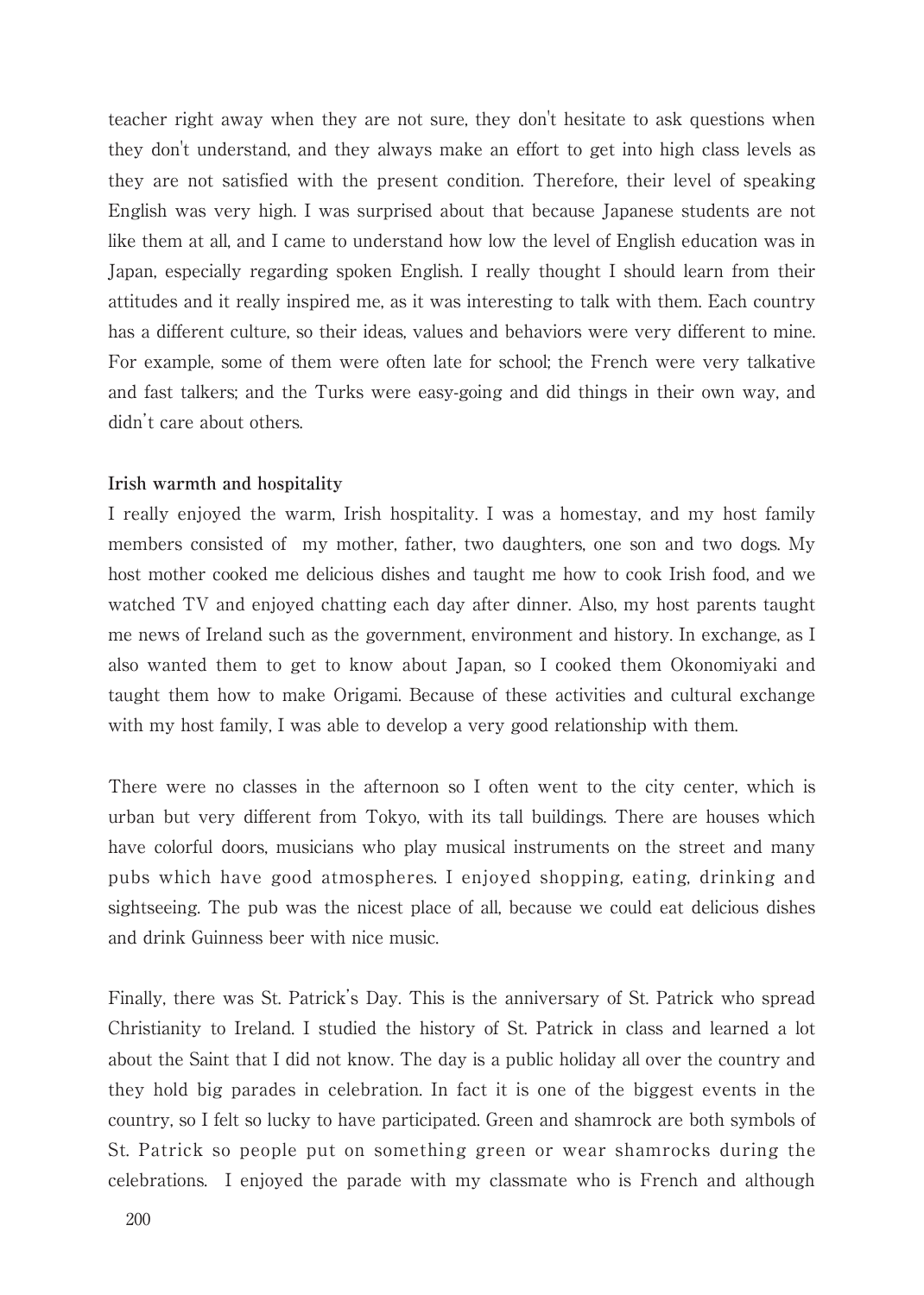teacher right away when they are not sure, they don't hesitate to ask questions when they don't understand, and they always make an effort to get into high class levels as they are not satisfied with the present condition. Therefore, their level of speaking English was very high. I was surprised about that because Japanese students are not like them at all, and I came to understand how low the level of English education was in Japan, especially regarding spoken English. I really thought I should learn from their attitudes and it really inspired me, as it was interesting to talk with them. Each country has a different culture, so their ideas, values and behaviors were very different to mine. For example, some of them were often late for school; the French were very talkative and fast talkers; and the Turks were easy-going and did things in their own way, and didn't care about others.

**Irish warmth and hospitality**

I really enjoyed the warm, Irish hospitality. I was a homestay, and my host family members consisted of  my mother, father, two daughters, one son and two dogs. My host mother cooked me delicious dishes and taught me how to cook Irish food, and we watched TV and enjoyed chatting each day after dinner. Also, my host parents taught me news of Ireland such as the government, environment and history. In exchange, as I also wanted them to get to know about Japan, so I cooked them Okonomiyaki and taught them how to make Origami. Because of these activities and cultural exchange with my host family, I was able to develop a very good relationship with them.

There were no classes in the afternoon so I often went to the city center, which is urban but very different from Tokyo, with its tall buildings. There are houses which have colorful doors, musicians who play musical instruments on the street and many pubs which have good atmospheres. I enjoyed shopping, eating, drinking and sightseeing. The pub was the nicest place of all, because we could eat delicious dishes and drink Guinness beer with nice music.

Finally, there was St. Patrick's Day. This is the anniversary of St. Patrick who spread Christianity to Ireland. I studied the history of St. Patrick in class and learned a lot about the Saint that I did not know. The day is a public holiday all over the country and they hold big parades in celebration. In fact it is one of the biggest events in the country, so I felt so lucky to have participated. Green and shamrock are both symbols of St. Patrick so people put on something green or wear shamrocks during the celebrations.  I enjoyed the parade with my classmate who is French and although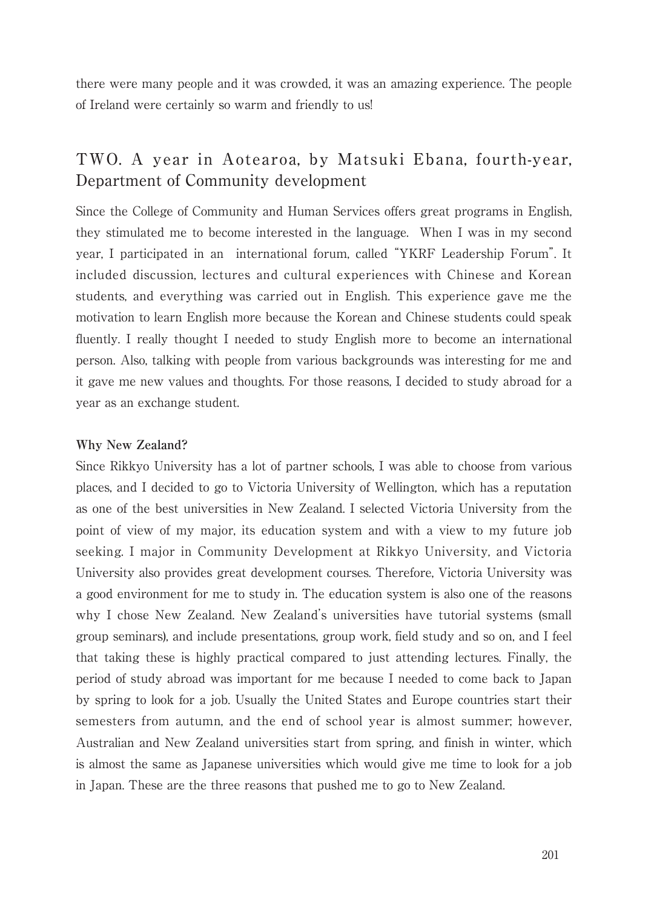there were many people and it was crowded, it was an amazing experience. The people of Ireland were certainly so warm and friendly to us!

## TWO. A year in Aotearoa, by Matsuki Ebana, fourth-year, Department of Community development

Since the College of Community and Human Services offers great programs in English, they stimulated me to become interested in the language. When I was in my second year, I participated in an international forum, called "YKRF Leadership Forum". It included discussion, lectures and cultural experiences with Chinese and Korean students, and everything was carried out in English. This experience gave me the motivation to learn English more because the Korean and Chinese students could speak fluently. I really thought I needed to study English more to become an international person. Also, talking with people from various backgrounds was interesting for me and it gave me new values and thoughts. For those reasons, I decided to study abroad for a year as an exchange student.

### Why New Zealand?

Since Rikkyo University has a lot of partner schools, I was able to choose from various places, and I decided to go to Victoria University of Wellington, which has a reputation as one of the best universities in New Zealand. I selected Victoria University from the point of view of my major, its education system and with a view to my future job seeking. I major in Community Development at Rikkyo University, and Victoria University also provides great development courses. Therefore, Victoria University was a good environment for me to study in. The education system is also one of the reasons why I chose New Zealand. New Zealand's universities have tutorial systems (small group seminars), and include presentations, group work, field study and so on, and I feel that taking these is highly practical compared to just attending lectures. Finally, the period of study abroad was important for me because I needed to come back to Japan by spring to look for a job. Usually the United States and Europe countries start their semesters from autumn, and the end of school year is almost summer; however, Australian and New Zealand universities start from spring, and finish in winter, which is almost the same as Japanese universities which would give me time to look for a job in Japan. These are the three reasons that pushed me to go to New Zealand.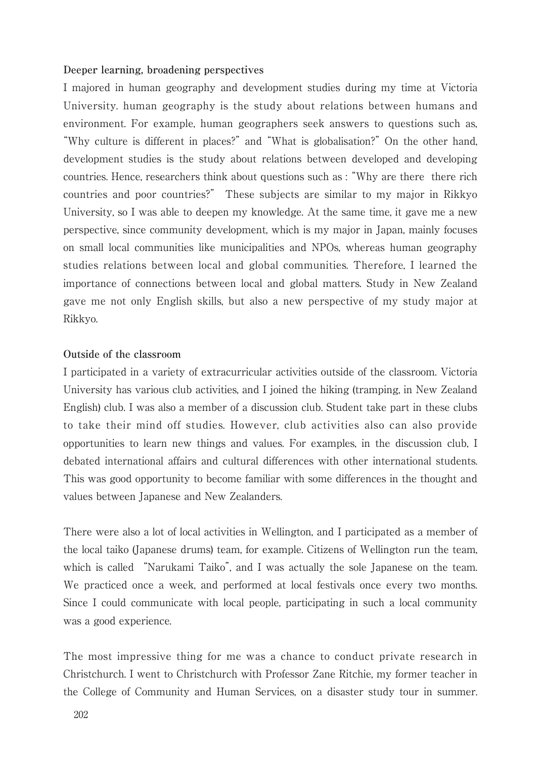**Deeper learning, broadening perspectives**

I majored in human geography and development studies during my time at Victoria University. human geography is the study about relations between humans and environment. For example, human geographers seek answers to questions such as, "Why culture is different in places?" and "What is globalisation?" On the other hand, development studies is the study about relations between developed and developing countries. Hence, researchers think about questions such as : "Why are there there rich countries and poor countries?" These subjects are similar to my major in Rikkyo University, so I was able to deepen my knowledge. At the same time, it gave me a new perspective, since community development, which is my major in Japan, mainly focuses on small local communities like municipalities and NPOs, whereas human geography studies relations between local and global communities. Therefore, I learned the importance of connections between local and global matters. Study in New Zealand gave me not only English skills, but also a new perspective of my study major at Rikkyo.

**Outside of the classroom**

I participated in a variety of extracurricular activities outside of the classroom. Victoria University has various club activities, and I joined the hiking (tramping, in New Zealand English) club. I was also a member of a discussion club. Student take part in these clubs to take their mind off studies. However, club activities also can also provide opportunities to learn new things and values. For examples, in the discussion club, I debated international affairs and cultural differences with other international students. This was good opportunity to become familiar with some differences in the thought and values between Japanese and New Zealanders.

There were also a lot of local activities in Wellington, and I participated as a member of the local taiko (Japanese drums) team, for example. Citizens of Wellington run the team, which is called "Narukami Taiko", and I was actually the sole Japanese on the team. We practiced once a week, and performed at local festivals once every two months. Since I could communicate with local people, participating in such a local community was a good experience.

The most impressive thing for me was a chance to conduct private research in Christchurch. I went to Christchurch with Professor Zane Ritchie, my former teacher in the College of Community and Human Services, on a disaster study tour in summer.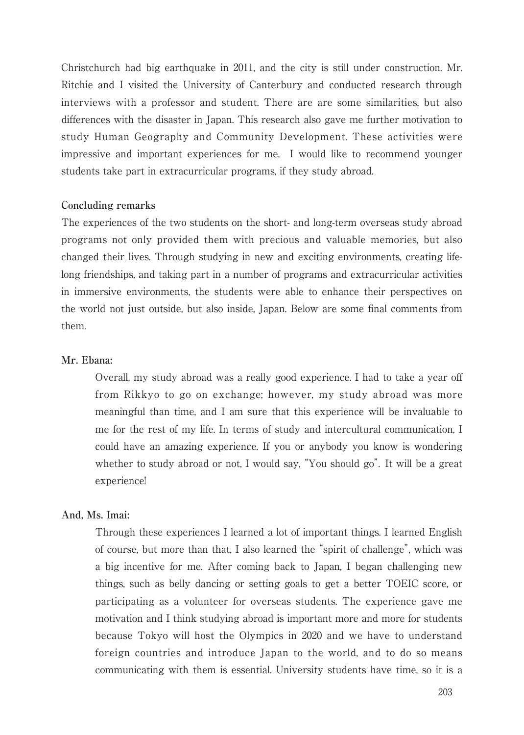Christchurch had big earthquake in 2011, and the city is still under construction. Mr. Ritchie and I visited the University of Canterbury and conducted research through interviews with a professor and student. There are are some similarities, but also differences with the disaster in Japan. This research also gave me further motivation to study Human Geography and Community Development. These activities were impressive and important experiences for me. I would like to recommend younger students take part in extracurricular programs, if they study abroad.

**Concluding remarks**

The experiences of the two students on the short- and long-term overseas study abroad programs not only provided them with precious and valuable memories, but also changed their lives. Through studying in new and exciting environments, creating life-long friendships, and taking part in a number of programs and extracurricular activities in immersive environments, the students were able to enhance their perspectives on the world not just outside, but also inside, Japan. Below are some final comments from them.

**Mr. Ebana:**

> Overall, my study abroad was a really good experience. I had to take a year off from Rikkyo to go on exchange; however, my study abroad was more meaningful than time, and I am sure that this experience will be invaluable to me for the rest of my life. In terms of study and intercultural communication, I could have an amazing experience. If you or anybody you know is wondering whether to study abroad or not, I would say, "You should go". It will be a great experience!

**And, Ms. Imai:**

> Through these experiences I learned a lot of important things. I learned English of course, but more than that, I also learned the "spirit of challenge", which was a big incentive for me. After coming back to Japan, I began challenging new things, such as belly dancing or setting goals to get a better TOEIC score, or participating as a volunteer for overseas students. The experience gave me motivation and I think studying abroad is important more and more for students because Tokyo will host the Olympics in 2020 and we have to understand foreign countries and introduce Japan to the world, and to do so means communicating with them is essential. University students have time, so it is a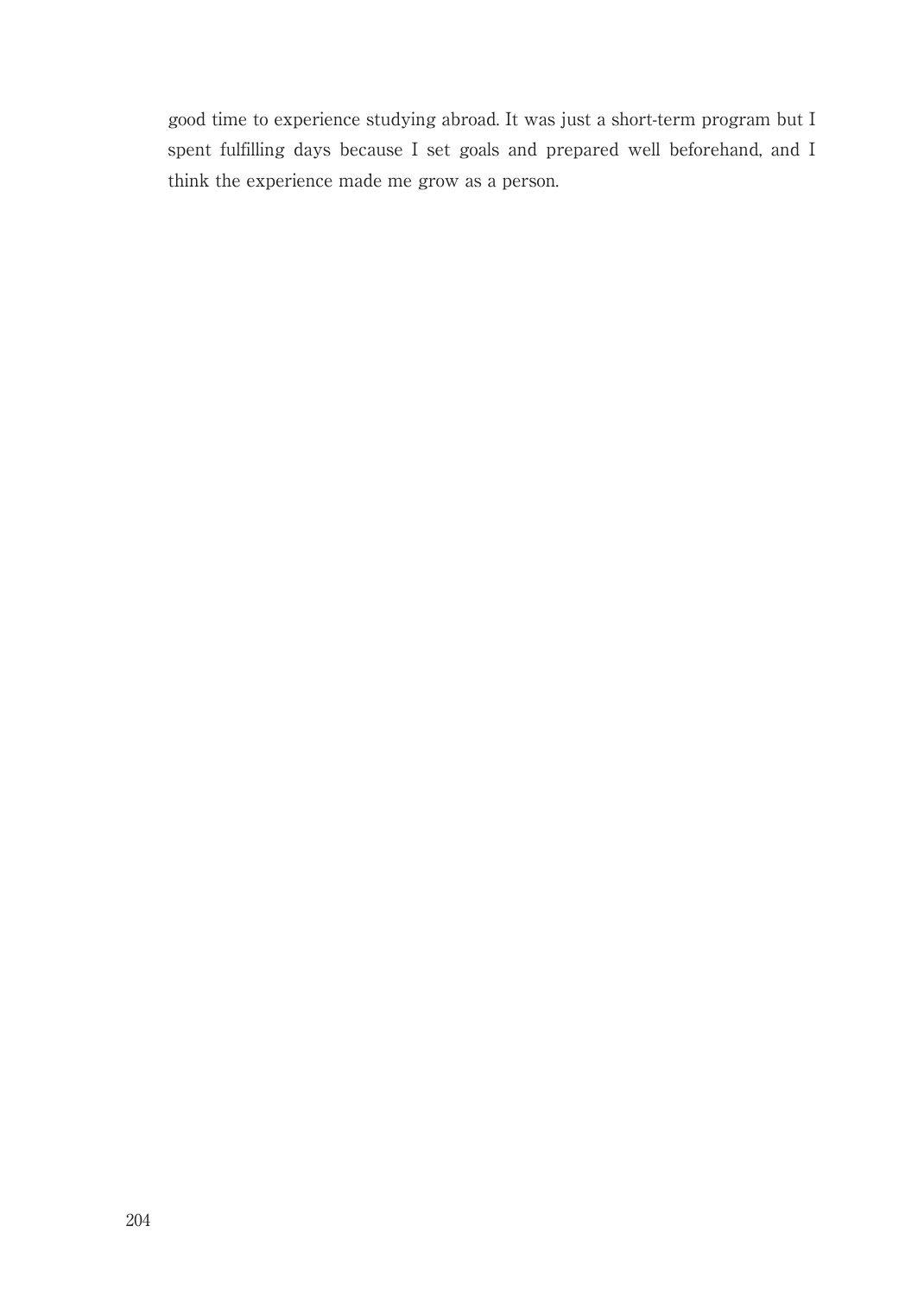good time to experience studying abroad. It was just a short-term program but I spent fulfilling days because I set goals and prepared well beforehand, and I think the experience made me grow as a person.